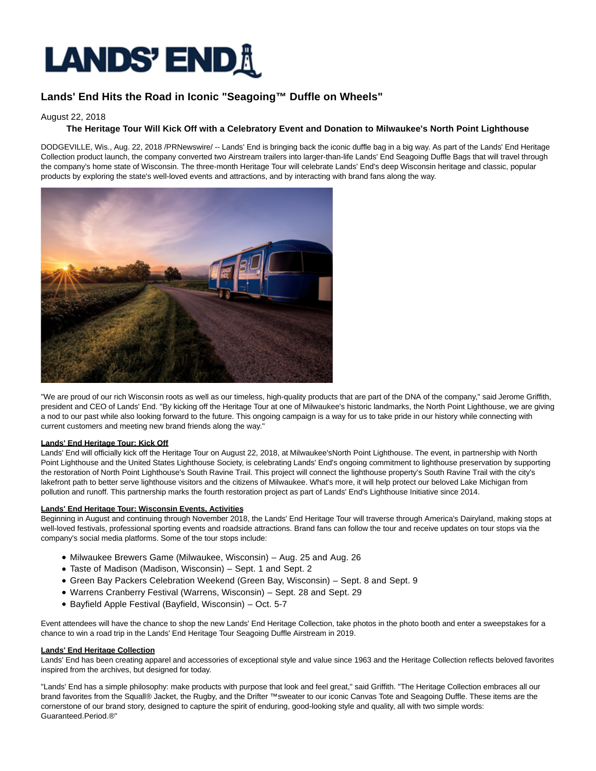# Lands' End Hits the Road in Iconic "Seagoing™ Duffle on Wheels"

August 22, 2018

### The Heritage Tour Will Kick Off with a Celebratory Event and Donation to Milwaukee's North Point Lighthouse

DODGEVILLE, Wis., Aug. 22, 2018 /PRNewswire/ -- Lands' End is bringing back the iconic duffle bag in a big way. As part of the Lands' End Heritage Collection product launch, the company converted two Airstream trailers into larger-than-life Lands' End Seagoing Duffle Bags that will travel through the company's home state of Wisconsin. The three-month Heritage Tour will celebrate Lands' End's deep Wisconsin heritage and classic, popular products by exploring the state's well-loved events and attractions, and by interacting with brand fans along the way.

"We are proud of our rich Wisconsin roots as well as our timeless, high-quality products that are part of the DNA of the company," said Jerome Griffith, president and CEO of Lands' End. "By kicking off the Heritage Tour at one of Milwaukee's historic landmarks, the North Point Lighthouse, we are giving a nod to our past while also looking forward to the future. This ongoing campaign is a way for us to take pride in our history while connecting with current customers and meeting new brand friends along the way."

**Lands' End Heritage Tour: Kick Off**

Lands' End will officially kick off the Heritage Tour on August 22, 2018, at Milwaukee'sNorth Point Lighthouse. The event, in partnership with North Point Lighthouse and the United States Lighthouse Society, is celebrating Lands' End's ongoing commitment to lighthouse preservation by supporting the restoration of North Point Lighthouse's South Ravine Trail. This project will connect the lighthouse property's South Ravine Trail with the city's lakefront path to better serve lighthouse visitors and the citizens of Milwaukee. What's more, it will help protect our beloved Lake Michigan from pollution and runoff. This partnership marks the fourth restoration project as part of Lands' End's Lighthouse Initiative since 2014.

**Lands' End Heritage Tour: Wisconsin Events, Activities**

Beginning in August and continuing through November 2018, the Lands' End Heritage Tour will traverse through America's Dairyland, making stops at well-loved festivals, professional sporting events and roadside attractions. Brand fans can follow the tour and receive updates on tour stops via the company's social media platforms. Some of the tour stops include:

- Milwaukee Brewers Game (Milwaukee, Wisconsin) – Aug. 25 and Aug. 26
- Taste of Madison (Madison, Wisconsin) – Sept. 1 and Sept. 2
- Green Bay Packers Celebration Weekend (Green Bay, Wisconsin) – Sept. 8 and Sept. 9
- Warrens Cranberry Festival (Warrens, Wisconsin) – Sept. 28 and Sept. 29
- Bayfield Apple Festival (Bayfield, Wisconsin) – Oct. 5-7

Event attendees will have the chance to shop the new Lands' End Heritage Collection, take photos in the photo booth and enter a sweepstakes for a chance to win a road trip in the Lands' End Heritage Tour Seagoing Duffle Airstream in 2019.

**Lands' End Heritage Collection**

Lands' End has been creating apparel and accessories of exceptional style and value since 1963 and the Heritage Collection reflects beloved favorites inspired from the archives, but designed for today.

"Lands' End has a simple philosophy: make products with purpose that look and feel great," said Griffith. "The Heritage Collection embraces all our brand favorites from the Squall® Jacket, the Rugby, and the Drifter ™sweater to our iconic Canvas Tote and Seagoing Duffle. These items are the cornerstone of our brand story, designed to capture the spirit of enduring, good-looking style and quality, all with two simple words: Guaranteed.Period.®"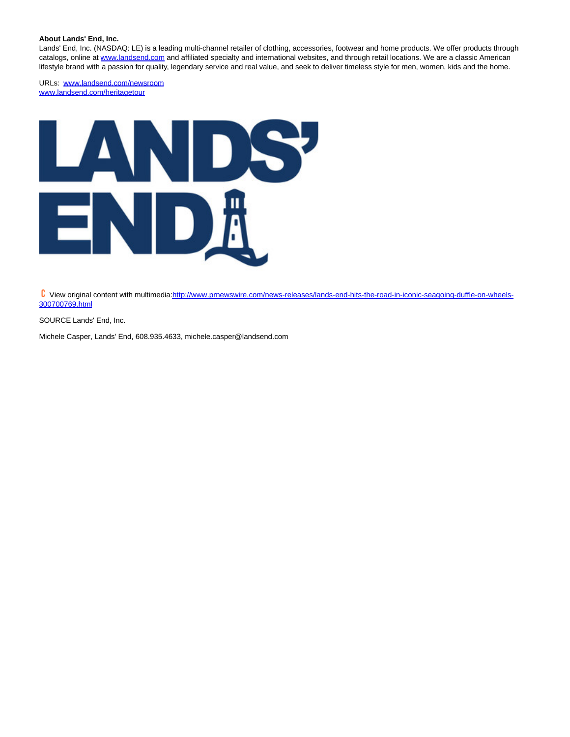**About Lands' End, Inc.**
Lands' End, Inc. (NASDAQ: LE) is a leading multi-channel retailer of clothing, accessories, footwear and home products. We offer products through catalogs, online at www.landsend.com and affiliated specialty and international websites, and through retail locations. We are a classic American lifestyle brand with a passion for quality, legendary service and real value, and seek to deliver timeless style for men, women, kids and the home.

URLs: www.landsend.com/newsroom
www.landsend.com/heritagetour

View original content with multimedia:http://www.prnewswire.com/news-releases/lands-end-hits-the-road-in-iconic-seagoing-duffle-on-wheels-300700769.html

SOURCE Lands' End, Inc.

Michele Casper, Lands' End, 608.935.4633, michele.casper@landsend.com